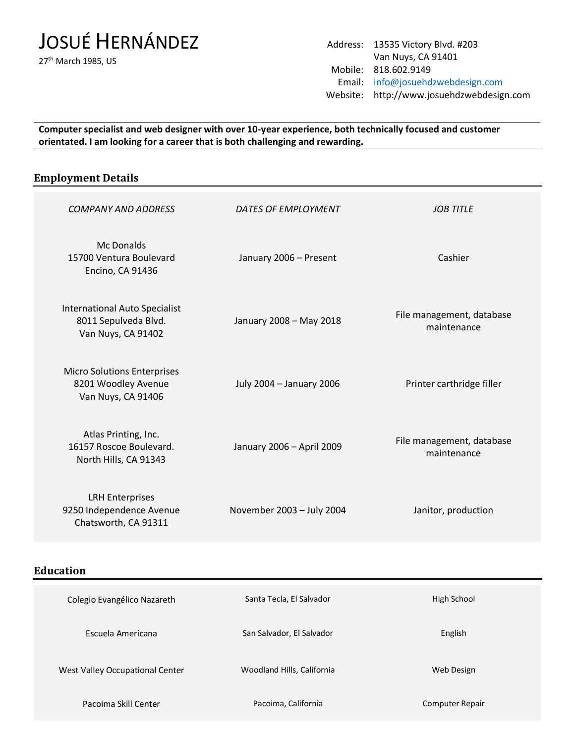# Josué Hernández

27th March 1985, US

Address: 13535 Victory Blvd. #203
Van Nuys, CA 91401
Mobile: 818.602.9149
Email: info@josuehdzwebdesign.com
Website: http://www.josuehdzwebdesign.com

**Computer specialist and web designer with over 10-year experience, both technically focused and customer orientated. I am looking for a career that is both challenging and rewarding.**

## Employment Details

| *COMPANY AND ADDRESS* | *DATES OF EMPLOYMENT* | *JOB TITLE* |
|---|---|---|
| Mc Donalds<br>15700 Ventura Boulevard<br>Encino, CA 91436 | January 2006 – Present | Cashier |
| International Auto Specialist<br>8011 Sepulveda Blvd.<br>Van Nuys, CA 91402 | January 2008 – May 2018 | File management, database maintenance |
| Micro Solutions Enterprises<br>8201 Woodley Avenue<br>Van Nuys, CA 91406 | July 2004 – January 2006 | Printer carthridge filler |
| Atlas Printing, Inc.<br>16157 Roscoe Boulevard.<br>North Hills, CA 91343 | January 2006 – April 2009 | File management, database maintenance |
| LRH Enterprises<br>9250 Independence Avenue<br>Chatsworth, CA 91311 | November 2003 – July 2004 | Janitor, production |

## Education

| | | |
|---|---|---|
| Colegio Evangélico Nazareth | Santa Tecla, El Salvador | High School |
| Escuela Americana | San Salvador, El Salvador | English |
| West Valley Occupational Center | Woodland Hills, California | Web Design |
| Pacoima Skill Center | Pacoima, California | Computer Repair |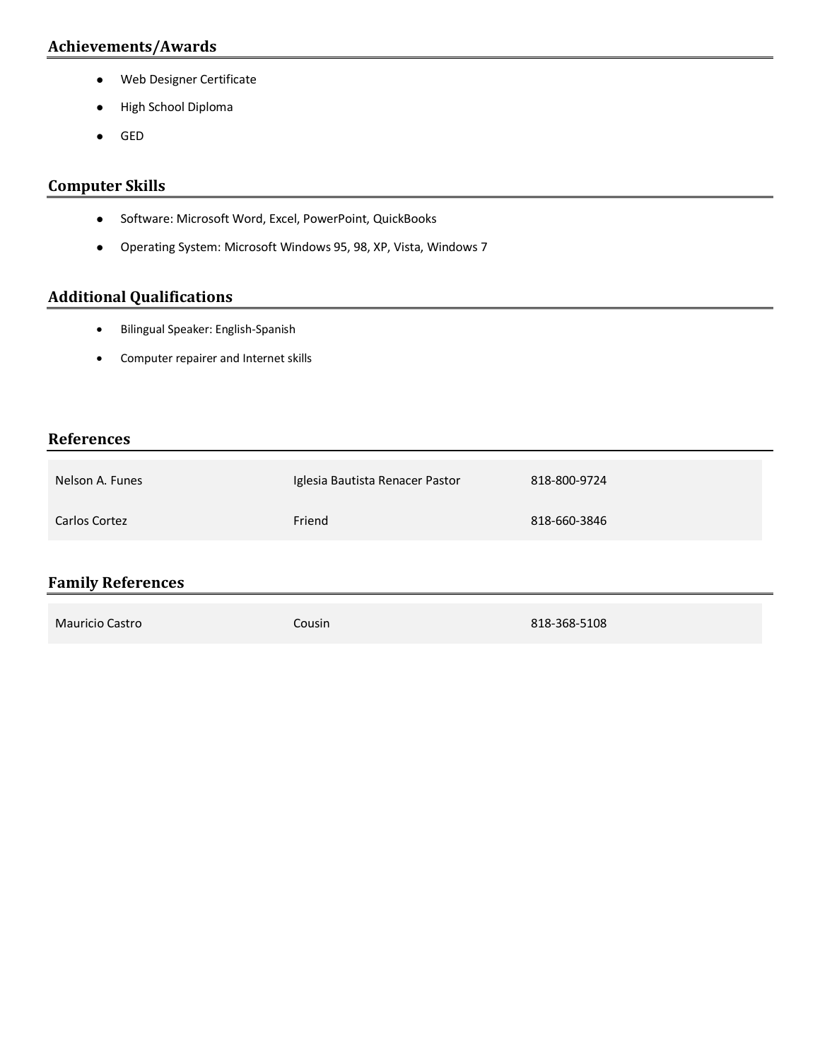## Achievements/Awards

- Web Designer Certificate
- High School Diploma
- GED

## Computer Skills

- Software: Microsoft Word, Excel, PowerPoint, QuickBooks
- Operating System: Microsoft Windows 95, 98, XP, Vista, Windows 7

## Additional Qualifications

- Bilingual Speaker: English-Spanish
- Computer repairer and Internet skills

## References

| | | |
|---|---|---|
| Nelson A. Funes | Iglesia Bautista Renacer Pastor | 818-800-9724 |
| Carlos Cortez | Friend | 818-660-3846 |

## Family References

| | | |
|---|---|---|
| Mauricio Castro | Cousin | 818-368-5108 |